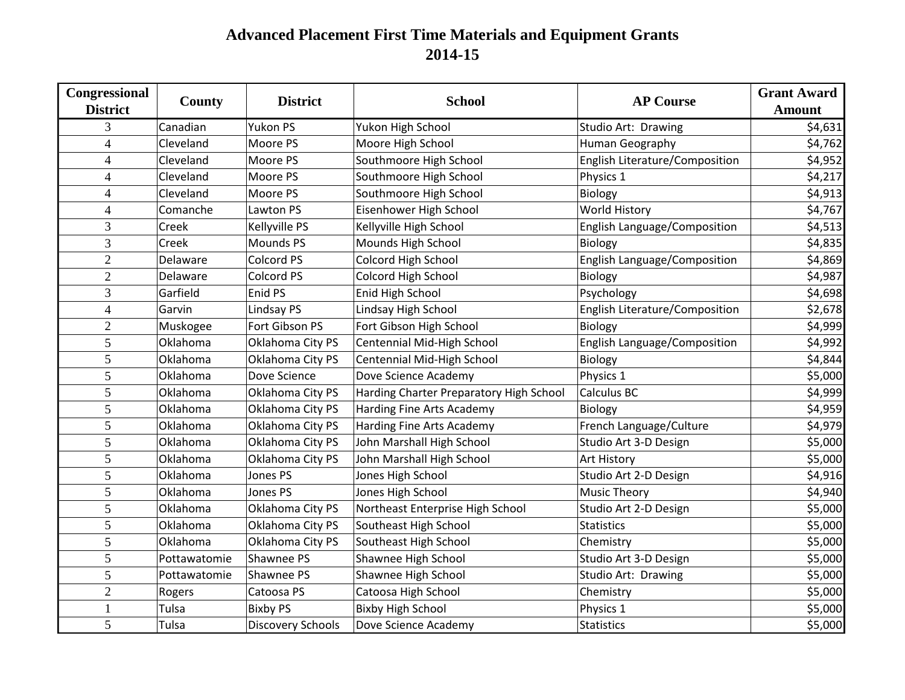# Advanced Placement First Time Materials and Equipment Grants
## 2014-15

| Congressional District | County | District | School | AP Course | Grant Award Amount |
|---|---|---|---|---|---|
| 3 | Canadian | Yukon PS | Yukon High School | Studio Art: Drawing | $4,631 |
| 4 | Cleveland | Moore PS | Moore High School | Human Geography | $4,762 |
| 4 | Cleveland | Moore PS | Southmoore High School | English Literature/Composition | $4,952 |
| 4 | Cleveland | Moore PS | Southmoore High School | Physics 1 | $4,217 |
| 4 | Cleveland | Moore PS | Southmoore High School | Biology | $4,913 |
| 4 | Comanche | Lawton PS | Eisenhower High School | World History | $4,767 |
| 3 | Creek | Kellyville PS | Kellyville High School | English Language/Composition | $4,513 |
| 3 | Creek | Mounds PS | Mounds High School | Biology | $4,835 |
| 2 | Delaware | Colcord PS | Colcord High School | English Language/Composition | $4,869 |
| 2 | Delaware | Colcord PS | Colcord High School | Biology | $4,987 |
| 3 | Garfield | Enid PS | Enid High School | Psychology | $4,698 |
| 4 | Garvin | Lindsay PS | Lindsay High School | English Literature/Composition | $2,678 |
| 2 | Muskogee | Fort Gibson PS | Fort Gibson High School | Biology | $4,999 |
| 5 | Oklahoma | Oklahoma City PS | Centennial Mid-High School | English Language/Composition | $4,992 |
| 5 | Oklahoma | Oklahoma City PS | Centennial Mid-High School | Biology | $4,844 |
| 5 | Oklahoma | Dove Science | Dove Science Academy | Physics 1 | $5,000 |
| 5 | Oklahoma | Oklahoma City PS | Harding Charter Preparatory High School | Calculus BC | $4,999 |
| 5 | Oklahoma | Oklahoma City PS | Harding Fine Arts Academy | Biology | $4,959 |
| 5 | Oklahoma | Oklahoma City PS | Harding Fine Arts Academy | French Language/Culture | $4,979 |
| 5 | Oklahoma | Oklahoma City PS | John Marshall High School | Studio Art 3-D Design | $5,000 |
| 5 | Oklahoma | Oklahoma City PS | John Marshall High School | Art History | $5,000 |
| 5 | Oklahoma | Jones PS | Jones High School | Studio Art 2-D Design | $4,916 |
| 5 | Oklahoma | Jones PS | Jones High School | Music Theory | $4,940 |
| 5 | Oklahoma | Oklahoma City PS | Northeast Enterprise High School | Studio Art 2-D Design | $5,000 |
| 5 | Oklahoma | Oklahoma City PS | Southeast High School | Statistics | $5,000 |
| 5 | Oklahoma | Oklahoma City PS | Southeast High School | Chemistry | $5,000 |
| 5 | Pottawatomie | Shawnee PS | Shawnee High School | Studio Art 3-D Design | $5,000 |
| 5 | Pottawatomie | Shawnee PS | Shawnee High School | Studio Art: Drawing | $5,000 |
| 2 | Rogers | Catoosa PS | Catoosa High School | Chemistry | $5,000 |
| 1 | Tulsa | Bixby PS | Bixby High School | Physics 1 | $5,000 |
| 5 | Tulsa | Discovery Schools | Dove Science Academy | Statistics | $5,000 |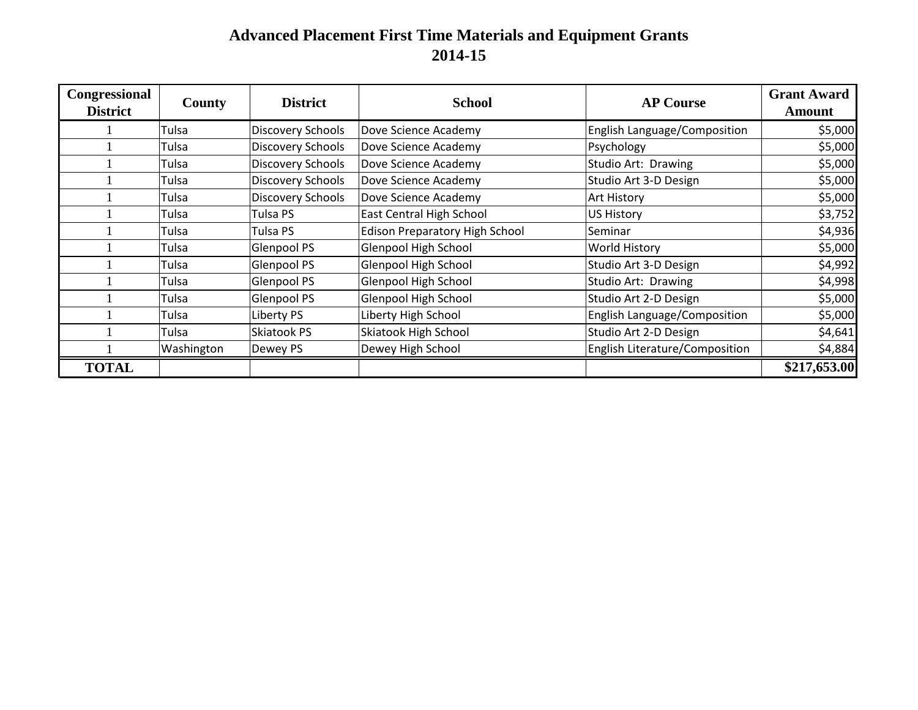# Advanced Placement First Time Materials and Equipment Grants
## 2014-15

| Congressional District | County | District | School | AP Course | Grant Award Amount |
|---|---|---|---|---|---|
| 1 | Tulsa | Discovery Schools | Dove Science Academy | English Language/Composition | $5,000 |
| 1 | Tulsa | Discovery Schools | Dove Science Academy | Psychology | $5,000 |
| 1 | Tulsa | Discovery Schools | Dove Science Academy | Studio Art:  Drawing | $5,000 |
| 1 | Tulsa | Discovery Schools | Dove Science Academy | Studio Art 3-D Design | $5,000 |
| 1 | Tulsa | Discovery Schools | Dove Science Academy | Art History | $5,000 |
| 1 | Tulsa | Tulsa PS | East Central High School | US History | $3,752 |
| 1 | Tulsa | Tulsa PS | Edison Preparatory High School | Seminar | $4,936 |
| 1 | Tulsa | Glenpool PS | Glenpool High School | World History | $5,000 |
| 1 | Tulsa | Glenpool PS | Glenpool High School | Studio Art 3-D Design | $4,992 |
| 1 | Tulsa | Glenpool PS | Glenpool High School | Studio Art:  Drawing | $4,998 |
| 1 | Tulsa | Glenpool PS | Glenpool High School | Studio Art 2-D Design | $5,000 |
| 1 | Tulsa | Liberty PS | Liberty High School | English Language/Composition | $5,000 |
| 1 | Tulsa | Skiatook PS | Skiatook High School | Studio Art 2-D Design | $4,641 |
| 1 | Washington | Dewey PS | Dewey High School | English Literature/Composition | $4,884 |
| **TOTAL** | | | | | **$217,653.00** |